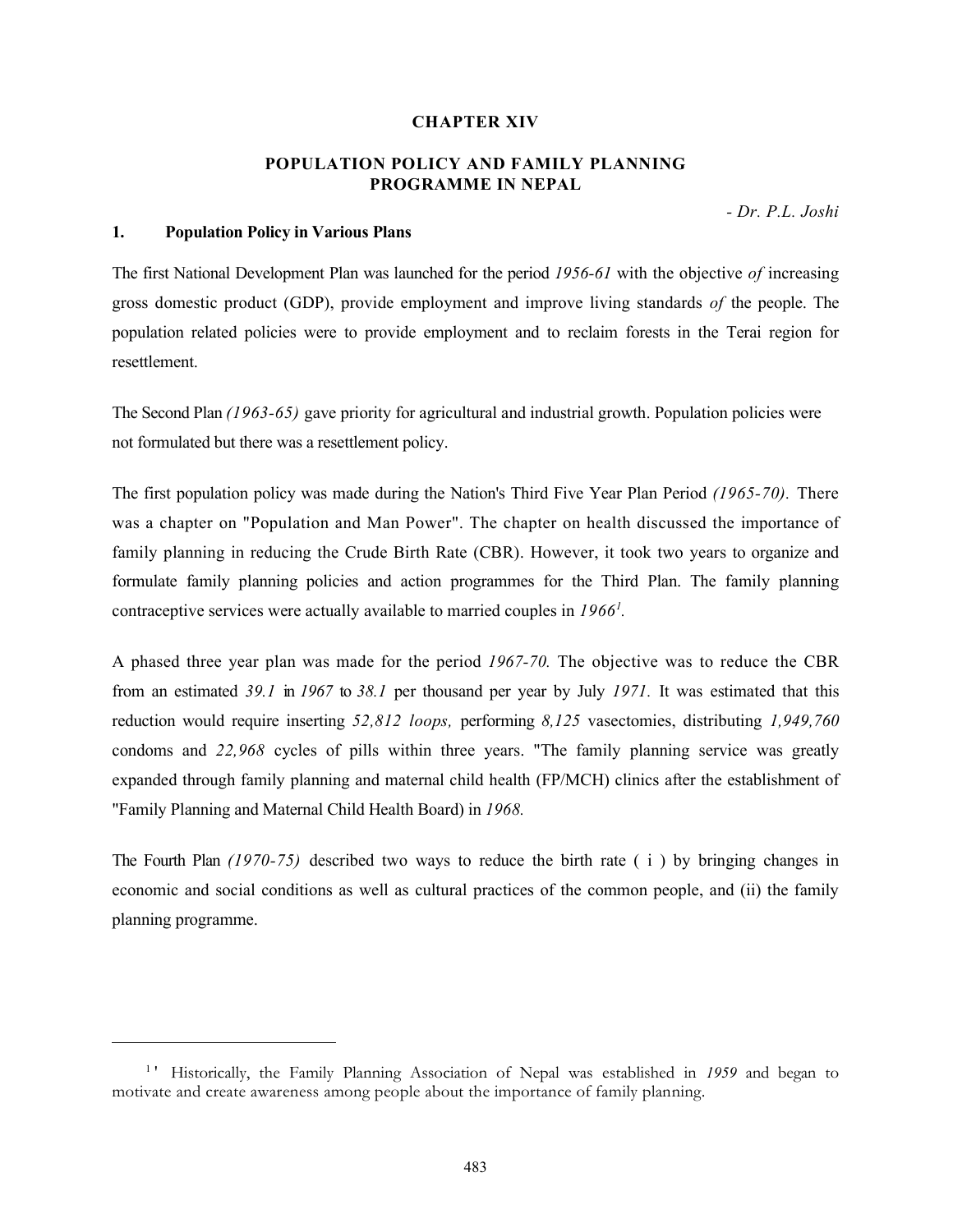# CHAPTER XIV

## POPULATION POLICY AND FAMILY PLANNING PROGRAMME IN NEPAL

*- Dr. P.L. Joshi*

### 1. Population Policy in Various Plans

The first National Development Plan was launched for the period *1956-61* with the objective *of* increasing gross domestic product (GDP), provide employment and improve living standards *of* the people. The population related policies were to provide employment and to reclaim forests in the Terai region for resettlement.

The Second Plan *(1963-65)* gave priority for agricultural and industrial growth. Population policies were not formulated but there was a resettlement policy.

The first population policy was made during the Nation's Third Five Year Plan Period *(1965-70).* There was a chapter on "Population and Man Power". The chapter on health discussed the importance of family planning in reducing the Crude Birth Rate (CBR). However, it took two years to organize and formulate family planning policies and action programmes for the Third Plan. The family planning contraceptive services were actually available to married couples in *1966*[1].

A phased three year plan was made for the period *1967-70.* The objective was to reduce the CBR from an estimated *39.1* in *1967* to *38.1* per thousand per year by July *1971.* It was estimated that this reduction would require inserting *52,812 loops,* performing *8,125* vasectomies, distributing *1,949,760* condoms and *22,968* cycles of pills within three years. "The family planning service was greatly expanded through family planning and maternal child health (FP/MCH) clinics after the establishment of "Family Planning and Maternal Child Health Board) in *1968.*

The Fourth Plan *(1970-75)* described two ways to reduce the birth rate ( i ) by bringing changes in economic and social conditions as well as cultural practices of the common people, and (ii) the family planning programme.

---

[1] Historically, the Family Planning Association of Nepal was established in *1959* and began to motivate and create awareness among people about the importance of family planning.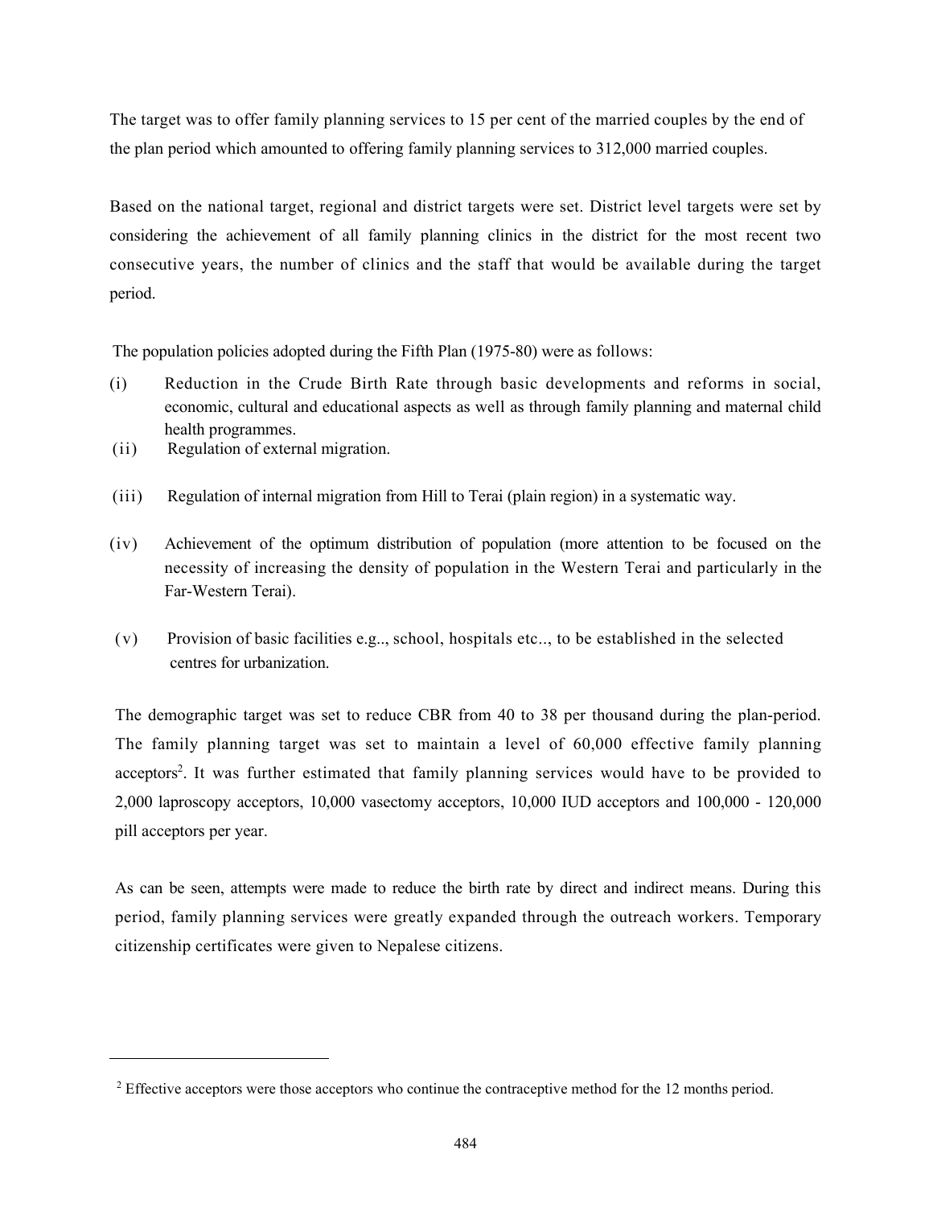The target was to offer family planning services to 15 per cent of the married couples by the end of the plan period which amounted to offering family planning services to 312,000 married couples.

Based on the national target, regional and district targets were set. District level targets were set by considering the achievement of all family planning clinics in the district for the most recent two consecutive years, the number of clinics and the staff that would be available during the target period.

The population policies adopted during the Fifth Plan (1975-80) were as follows:

(i) Reduction in the Crude Birth Rate through basic developments and reforms in social, economic, cultural and educational aspects as well as through family planning and maternal child health programmes.

(ii) Regulation of external migration.

(iii) Regulation of internal migration from Hill to Terai (plain region) in a systematic way.

(iv) Achievement of the optimum distribution of population (more attention to be focused on the necessity of increasing the density of population in the Western Terai and particularly in the Far-Western Terai).

(v) Provision of basic facilities e.g.., school, hospitals etc.., to be established in the selected centres for urbanization.

The demographic target was set to reduce CBR from 40 to 38 per thousand during the plan-period. The family planning target was set to maintain a level of 60,000 effective family planning acceptors[2]. It was further estimated that family planning services would have to be provided to 2,000 laproscopy acceptors, 10,000 vasectomy acceptors, 10,000 IUD acceptors and 100,000 - 120,000 pill acceptors per year.

As can be seen, attempts were made to reduce the birth rate by direct and indirect means. During this period, family planning services were greatly expanded through the outreach workers. Temporary citizenship certificates were given to Nepalese citizens.

---

[2] Effective acceptors were those acceptors who continue the contraceptive method for the 12 months period.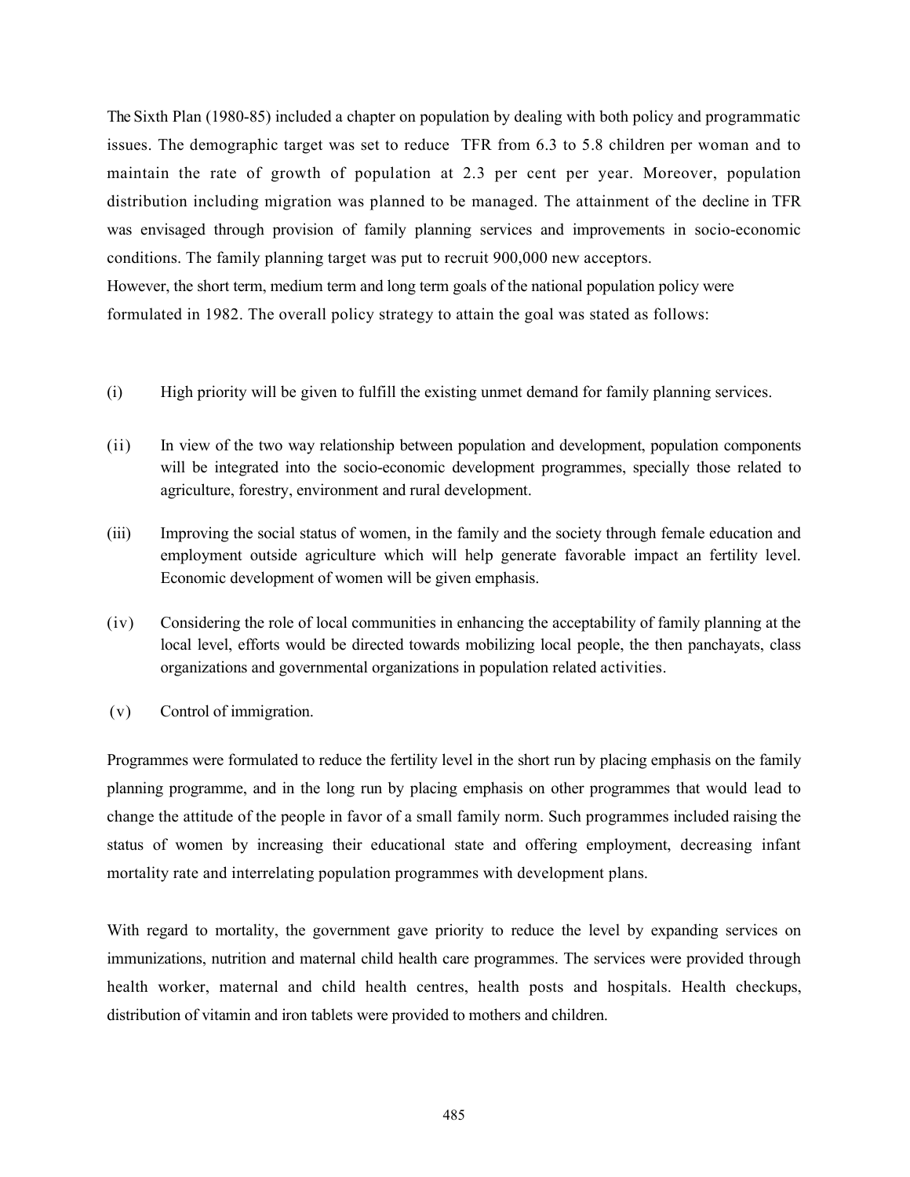The Sixth Plan (1980-85) included a chapter on population by dealing with both policy and programmatic issues. The demographic target was set to reduce TFR from 6.3 to 5.8 children per woman and to maintain the rate of growth of population at 2.3 per cent per year. Moreover, population distribution including migration was planned to be managed. The attainment of the decline in TFR was envisaged through provision of family planning services and improvements in socio-economic conditions. The family planning target was put to recruit 900,000 new acceptors.
However, the short term, medium term and long term goals of the national population policy were formulated in 1982. The overall policy strategy to attain the goal was stated as follows:

(i) High priority will be given to fulfill the existing unmet demand for family planning services.

(ii) In view of the two way relationship between population and development, population components will be integrated into the socio-economic development programmes, specially those related to agriculture, forestry, environment and rural development.

(iii) Improving the social status of women, in the family and the society through female education and employment outside agriculture which will help generate favorable impact an fertility level. Economic development of women will be given emphasis.

(iv) Considering the role of local communities in enhancing the acceptability of family planning at the local level, efforts would be directed towards mobilizing local people, the then panchayats, class organizations and governmental organizations in population related activities.

(v) Control of immigration.

Programmes were formulated to reduce the fertility level in the short run by placing emphasis on the family planning programme, and in the long run by placing emphasis on other programmes that would lead to change the attitude of the people in favor of a small family norm. Such programmes included raising the status of women by increasing their educational state and offering employment, decreasing infant mortality rate and interrelating population programmes with development plans.

With regard to mortality, the government gave priority to reduce the level by expanding services on immunizations, nutrition and maternal child health care programmes. The services were provided through health worker, maternal and child health centres, health posts and hospitals. Health checkups, distribution of vitamin and iron tablets were provided to mothers and children.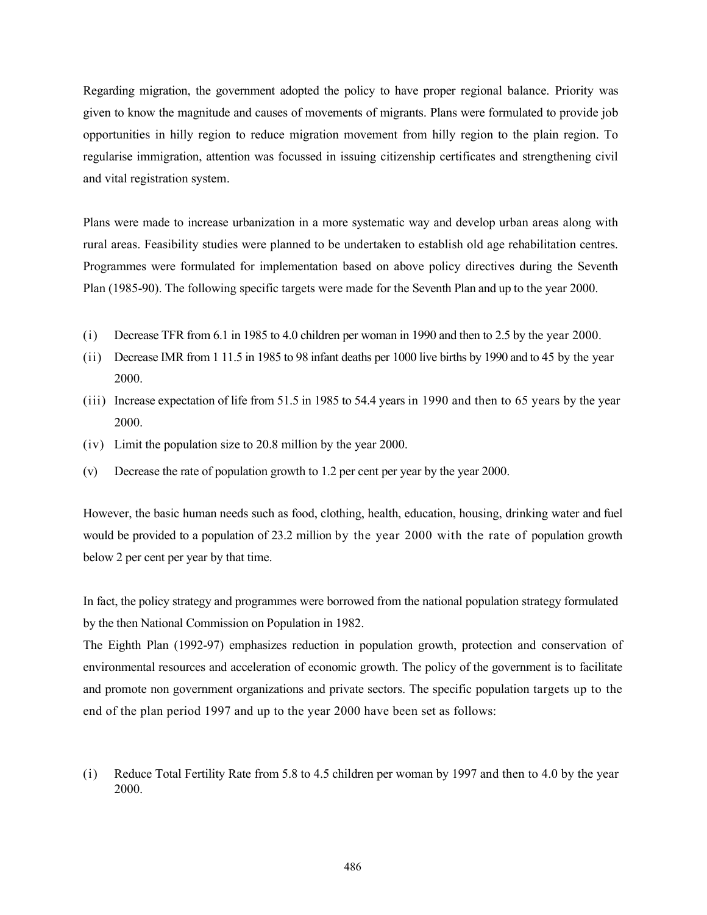Regarding migration, the government adopted the policy to have proper regional balance. Priority was given to know the magnitude and causes of movements of migrants. Plans were formulated to provide job opportunities in hilly region to reduce migration movement from hilly region to the plain region. To regularise immigration, attention was focussed in issuing citizenship certificates and strengthening civil and vital registration system.

Plans were made to increase urbanization in a more systematic way and develop urban areas along with rural areas. Feasibility studies were planned to be undertaken to establish old age rehabilitation centres. Programmes were formulated for implementation based on above policy directives during the Seventh Plan (1985-90). The following specific targets were made for the Seventh Plan and up to the year 2000.

(i) Decrease TFR from 6.1 in 1985 to 4.0 children per woman in 1990 and then to 2.5 by the year 2000.

(ii) Decrease IMR from 1 11.5 in 1985 to 98 infant deaths per 1000 live births by 1990 and to 45 by the year 2000.

(iii) Increase expectation of life from 51.5 in 1985 to 54.4 years in 1990 and then to 65 years by the year 2000.

(iv) Limit the population size to 20.8 million by the year 2000.

(v) Decrease the rate of population growth to 1.2 per cent per year by the year 2000.

However, the basic human needs such as food, clothing, health, education, housing, drinking water and fuel would be provided to a population of 23.2 million by the year 2000 with the rate of population growth below 2 per cent per year by that time.

In fact, the policy strategy and programmes were borrowed from the national population strategy formulated by the then National Commission on Population in 1982.

The Eighth Plan (1992-97) emphasizes reduction in population growth, protection and conservation of environmental resources and acceleration of economic growth. The policy of the government is to facilitate and promote non government organizations and private sectors. The specific population targets up to the end of the plan period 1997 and up to the year 2000 have been set as follows:

(i) Reduce Total Fertility Rate from 5.8 to 4.5 children per woman by 1997 and then to 4.0 by the year 2000.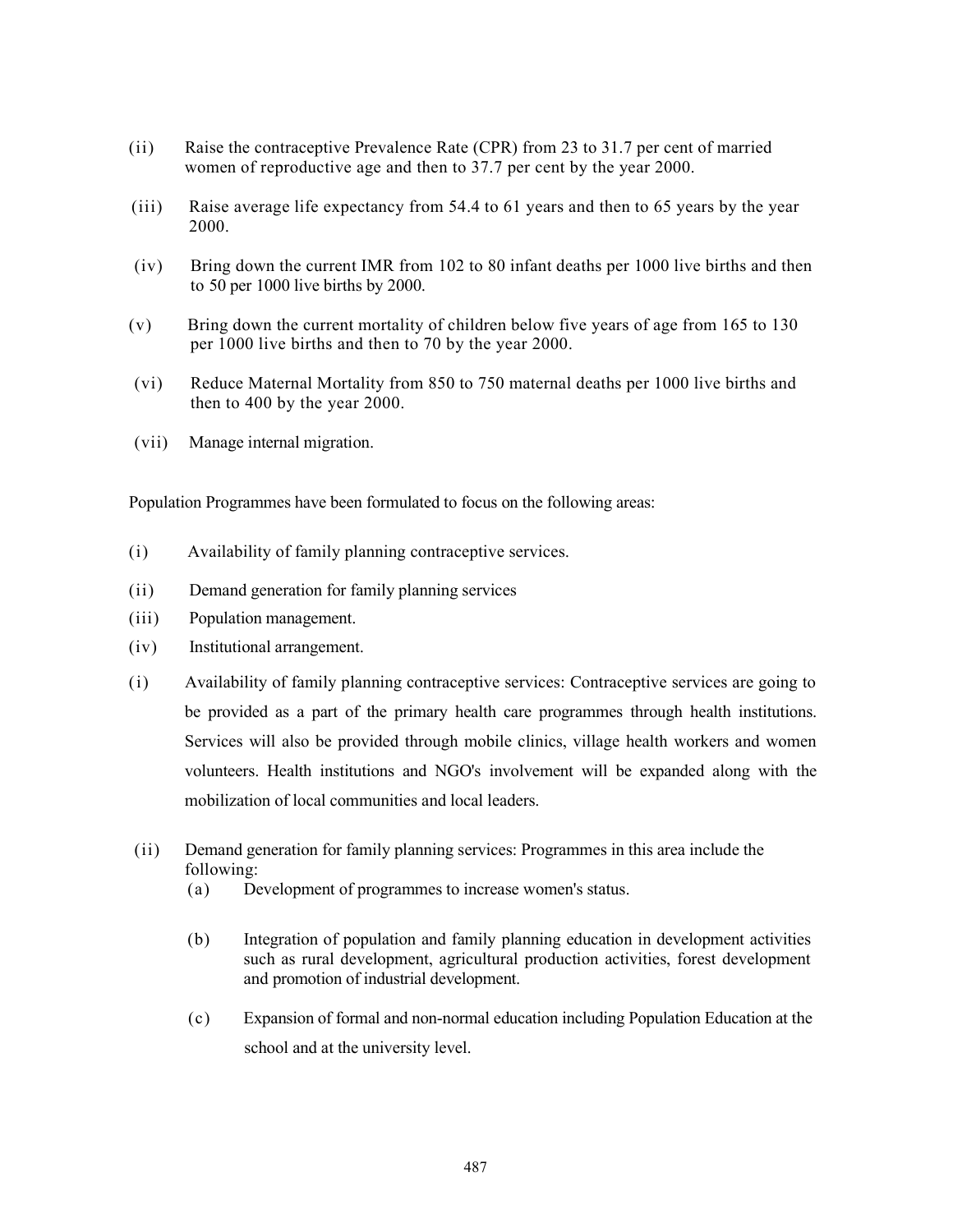(ii) Raise the contraceptive Prevalence Rate (CPR) from 23 to 31.7 per cent of married women of reproductive age and then to 37.7 per cent by the year 2000.

(iii) Raise average life expectancy from 54.4 to 61 years and then to 65 years by the year 2000.

(iv) Bring down the current IMR from 102 to 80 infant deaths per 1000 live births and then to 50 per 1000 live births by 2000.

(v) Bring down the current mortality of children below five years of age from 165 to 130 per 1000 live births and then to 70 by the year 2000.

(vi) Reduce Maternal Mortality from 850 to 750 maternal deaths per 1000 live births and then to 400 by the year 2000.

(vii) Manage internal migration.

Population Programmes have been formulated to focus on the following areas:

(i) Availability of family planning contraceptive services.

(ii) Demand generation for family planning services

(iii) Population management.

(iv) Institutional arrangement.

(i) Availability of family planning contraceptive services: Contraceptive services are going to be provided as a part of the primary health care programmes through health institutions. Services will also be provided through mobile clinics, village health workers and women volunteers. Health institutions and NGO's involvement will be expanded along with the mobilization of local communities and local leaders.

(ii) Demand generation for family planning services: Programmes in this area include the following:

   (a) Development of programmes to increase women's status.

   (b) Integration of population and family planning education in development activities such as rural development, agricultural production activities, forest development and promotion of industrial development.

   (c) Expansion of formal and non-normal education including Population Education at the school and at the university level.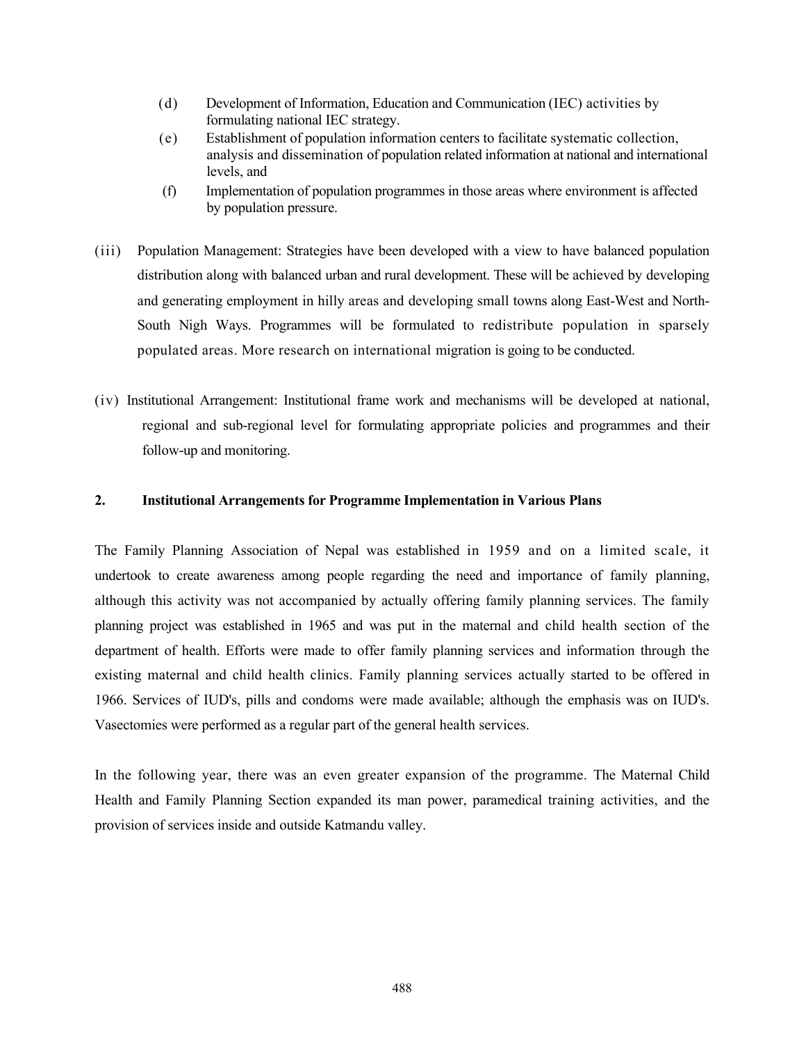(d) Development of Information, Education and Communication (IEC) activities by formulating national IEC strategy.

(e) Establishment of population information centers to facilitate systematic collection, analysis and dissemination of population related information at national and international levels, and

(f) Implementation of population programmes in those areas where environment is affected by population pressure.

(iii) Population Management: Strategies have been developed with a view to have balanced population distribution along with balanced urban and rural development. These will be achieved by developing and generating employment in hilly areas and developing small towns along East-West and North-South Nigh Ways. Programmes will be formulated to redistribute population in sparsely populated areas. More research on international migration is going to be conducted.

(iv) Institutional Arrangement: Institutional frame work and mechanisms will be developed at national, regional and sub-regional level for formulating appropriate policies and programmes and their follow-up and monitoring.

## 2. Institutional Arrangements for Programme Implementation in Various Plans

The Family Planning Association of Nepal was established in 1959 and on a limited scale, it undertook to create awareness among people regarding the need and importance of family planning, although this activity was not accompanied by actually offering family planning services. The family planning project was established in 1965 and was put in the maternal and child health section of the department of health. Efforts were made to offer family planning services and information through the existing maternal and child health clinics. Family planning services actually started to be offered in 1966. Services of IUD's, pills and condoms were made available; although the emphasis was on IUD's. Vasectomies were performed as a regular part of the general health services.

In the following year, there was an even greater expansion of the programme. The Maternal Child Health and Family Planning Section expanded its man power, paramedical training activities, and the provision of services inside and outside Katmandu valley.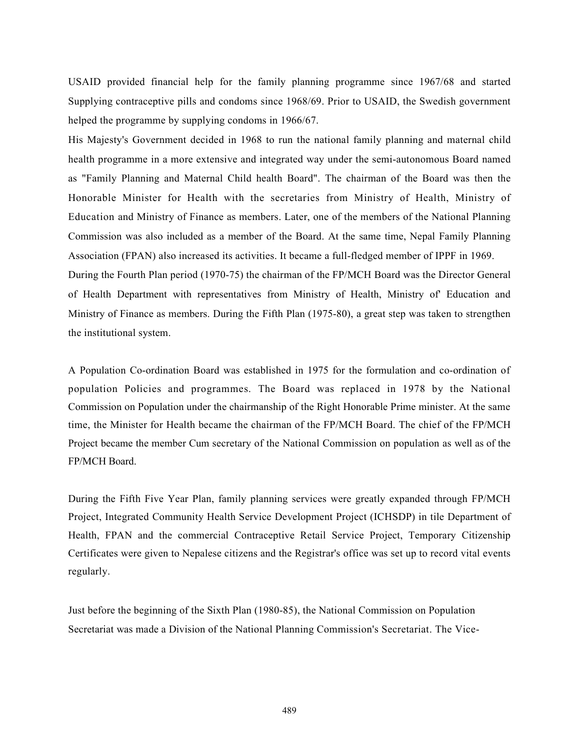USAID provided financial help for the family planning programme since 1967/68 and started Supplying contraceptive pills and condoms since 1968/69. Prior to USAID, the Swedish government helped the programme by supplying condoms in 1966/67.

His Majesty's Government decided in 1968 to run the national family planning and maternal child health programme in a more extensive and integrated way under the semi-autonomous Board named as "Family Planning and Maternal Child health Board". The chairman of the Board was then the Honorable Minister for Health with the secretaries from Ministry of Health, Ministry of Education and Ministry of Finance as members. Later, one of the members of the National Planning Commission was also included as a member of the Board. At the same time, Nepal Family Planning Association (FPAN) also increased its activities. It became a full-fledged member of IPPF in 1969.

During the Fourth Plan period (1970-75) the chairman of the FP/MCH Board was the Director General of Health Department with representatives from Ministry of Health, Ministry of' Education and Ministry of Finance as members. During the Fifth Plan (1975-80), a great step was taken to strengthen the institutional system.

A Population Co-ordination Board was established in 1975 for the formulation and co-ordination of population Policies and programmes. The Board was replaced in 1978 by the National Commission on Population under the chairmanship of the Right Honorable Prime minister. At the same time, the Minister for Health became the chairman of the FP/MCH Board. The chief of the FP/MCH Project became the member Cum secretary of the National Commission on population as well as of the FP/MCH Board.

During the Fifth Five Year Plan, family planning services were greatly expanded through FP/MCH Project, Integrated Community Health Service Development Project (ICHSDP) in tile Department of Health, FPAN and the commercial Contraceptive Retail Service Project, Temporary Citizenship Certificates were given to Nepalese citizens and the Registrar's office was set up to record vital events regularly.

Just before the beginning of the Sixth Plan (1980-85), the National Commission on Population Secretariat was made a Division of the National Planning Commission's Secretariat. The Vice-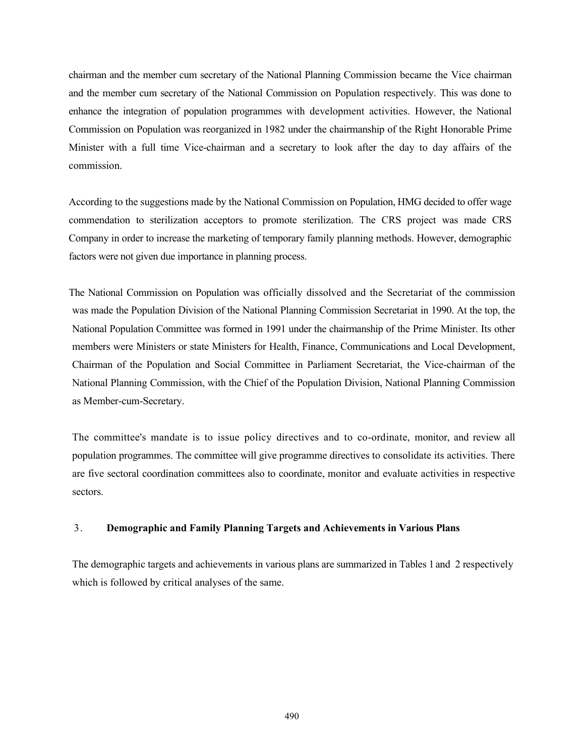chairman and the member cum secretary of the National Planning Commission became the Vice chairman and the member cum secretary of the National Commission on Population respectively. This was done to enhance the integration of population programmes with development activities. However, the National Commission on Population was reorganized in 1982 under the chairmanship of the Right Honorable Prime Minister with a full time Vice-chairman and a secretary to look after the day to day affairs of the commission.

According to the suggestions made by the National Commission on Population, HMG decided to offer wage commendation to sterilization acceptors to promote sterilization. The CRS project was made CRS Company in order to increase the marketing of temporary family planning methods. However, demographic factors were not given due importance in planning process.

The National Commission on Population was officially dissolved and the Secretariat of the commission was made the Population Division of the National Planning Commission Secretariat in 1990. At the top, the National Population Committee was formed in 1991 under the chairmanship of the Prime Minister. Its other members were Ministers or state Ministers for Health, Finance, Communications and Local Development, Chairman of the Population and Social Committee in Parliament Secretariat, the Vice-chairman of the National Planning Commission, with the Chief of the Population Division, National Planning Commission as Member-cum-Secretary.

The committee's mandate is to issue policy directives and to co-ordinate, monitor, and review all population programmes. The committee will give programme directives to consolidate its activities. There are five sectoral coordination committees also to coordinate, monitor and evaluate activities in respective sectors.

## 3. Demographic and Family Planning Targets and Achievements in Various Plans

The demographic targets and achievements in various plans are summarized in Tables 1 and 2 respectively which is followed by critical analyses of the same.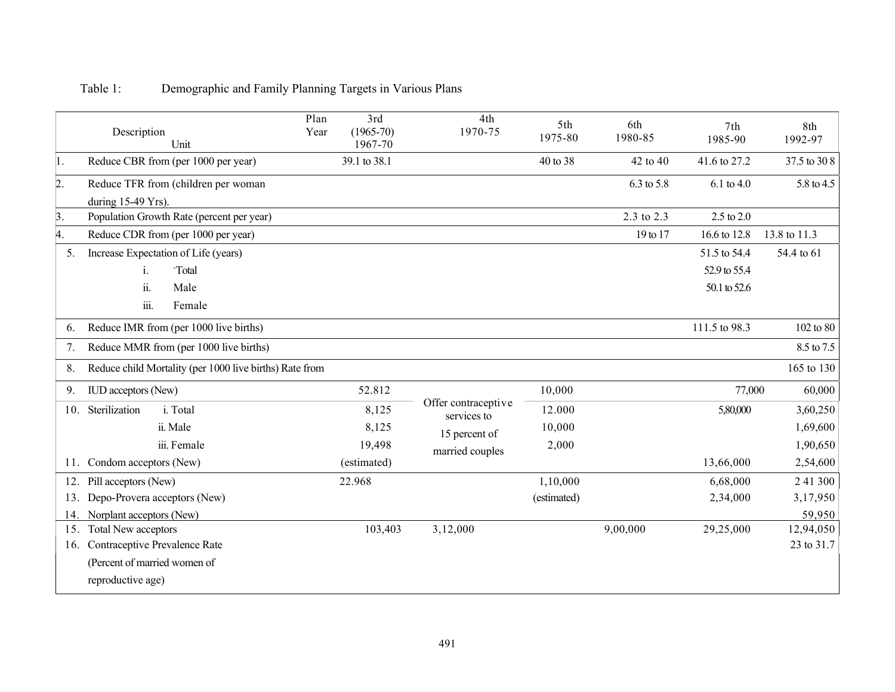Table 1: Demographic and Family Planning Targets in Various Plans

| | Description / Unit | Plan Year | 3rd (1965-70) 1967-70 | 4th 1970-75 | 5th 1975-80 | 6th 1980-85 | 7th 1985-90 | 8th 1992-97 |
|---|---|---|---|---|---|---|---|---|
| 1. | Reduce CBR from (per 1000 per year) | | 39.1 to 38.1 | | 40 to 38 | 42 to 40 | 41.6 to 27.2 | 37.5 to 30 8 |
| 2. | Reduce TFR from (children per woman during 15-49 Yrs). | | | | | 6.3 to 5.8 | 6.1 to 4.0 | 5.8 to 4.5 |
| 3. | Population Growth Rate (percent per year) | | | | | 2.3 to 2.3 | 2.5 to 2.0 | |
| 4. | Reduce CDR from (per 1000 per year) | | | | | 19 to 17 | 16.6 to 12.8 | 13.8 to 11.3 |
| 5. | Increase Expectation of Life (years) | | | | | | 51.5 to 54.4 | 54.4 to 61 |
| | i. Total | | | | | | 52.9 to 55.4 | |
| | ii. Male | | | | | | 50.1 to 52.6 | |
| | iii. Female | | | | | | | |
| 6. | Reduce IMR from (per 1000 live births) | | | | | | 111.5 to 98.3 | 102 to 80 |
| 7. | Reduce MMR from (per 1000 live births) | | | | | | | 8.5 to 7.5 |
| 8. | Reduce child Mortality (per 1000 live births) Rate from | | | | | | | 165 to 130 |
| 9. | IUD acceptors (New) | | 52.812 | Offer contraceptive services to 15 percent of married couples | 10,000 | | 77,000 | 60,000 |
| 10. | Sterilization i. Total | | 8,125 | | 12.000 | | 5,80,000 | 3,60,250 |
| | ii. Male | | 8,125 | | 10,000 | | | 1,69,600 |
| | iii. Female | | 19,498 | | 2,000 | | | 1,90,650 |
| 11. | Condom acceptors (New) | | (estimated) | | | | 13,66,000 | 2,54,600 |
| 12. | Pill acceptors (New) | | 22.968 | | 1,10,000 | | 6,68,000 | 2 41 300 |
| 13. | Depo-Provera acceptors (New) | | | | (estimated) | | 2,34,000 | 3,17,950 |
| 14. | Norplant acceptors (New) | | | | | | | 59,950 |
| 15. | Total New acceptors | | 103,403 | 3,12,000 | | 9,00,000 | 29,25,000 | 12,94,050 |
| 16. | Contraceptive Prevalence Rate (Percent of married women of reproductive age) | | | | | | | 23 to 31.7 |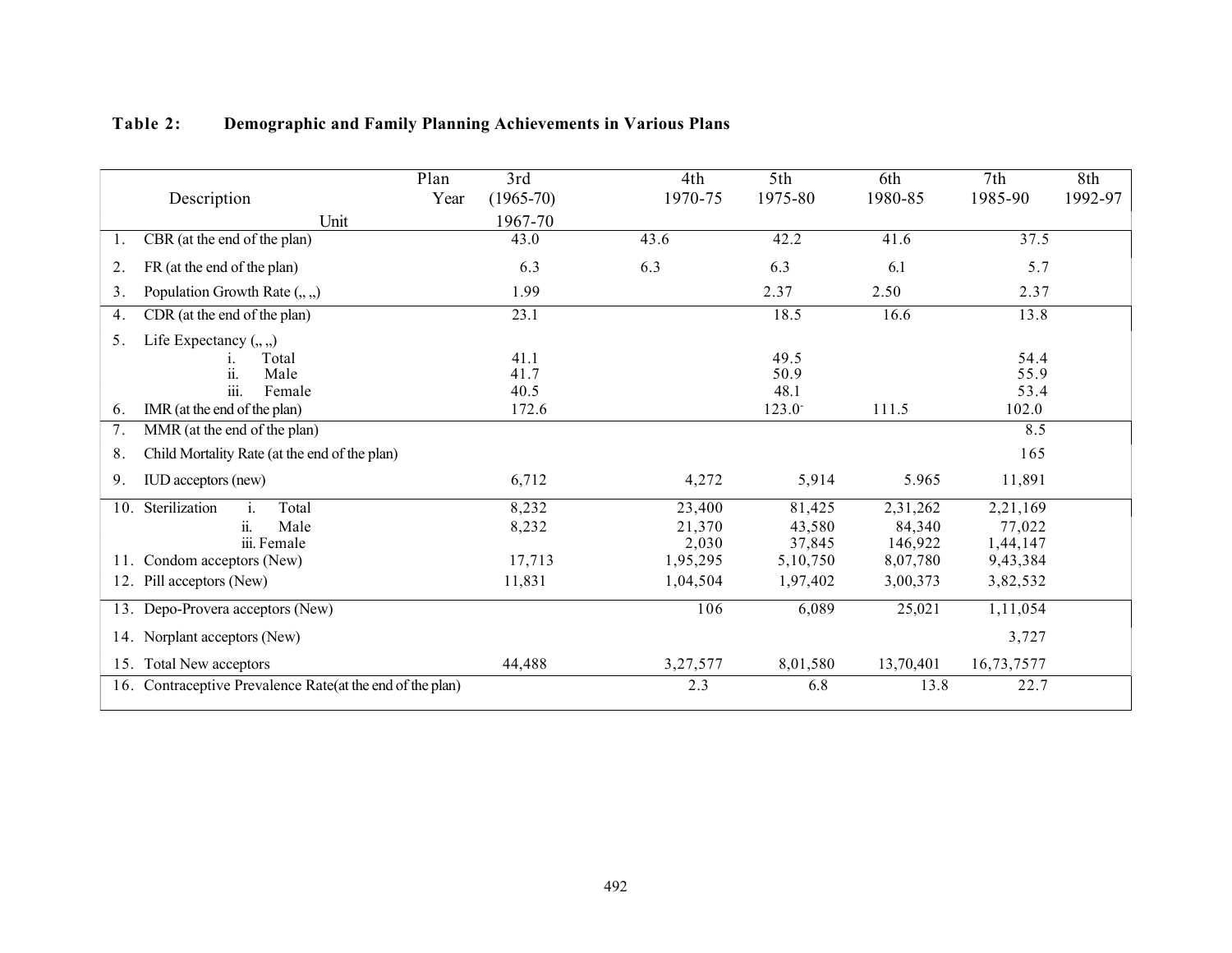**Table 2: Demographic and Family Planning Achievements in Various Plans**

| Description / Unit (Plan Year) | 3rd (1965-70) 1967-70 | 4th 1970-75 | 5th 1975-80 | 6th 1980-85 | 7th 1985-90 | 8th 1992-97 |
|---|---|---|---|---|---|---|
| 1. CBR (at the end of the plan) | 43.0 | 43.6 | 42.2 | 41.6 | 37.5 | |
| 2. FR (at the end of the plan) | 6.3 | 6.3 | 6.3 | 6.1 | 5.7 | |
| 3. Population Growth Rate („ „) | 1.99 | | 2.37 | 2.50 | 2.37 | |
| 4. CDR (at the end of the plan) | 23.1 | | 18.5 | 16.6 | 13.8 | |
| 5. Life Expectancy („ „) | | | | | | |
| i. Total | 41.1 | | 49.5 | | 54.4 | |
| ii. Male | 41.7 | | 50.9 | | 55.9 | |
| iii. Female | 40.5 | | 48.1 | | 53.4 | |
| 6. IMR (at the end of the plan) | 172.6 | | 123.0- | 111.5 | 102.0 | |
| 7. MMR (at the end of the plan) | | | | | 8.5 | |
| 8. Child Mortality Rate (at the end of the plan) | | | | | 165 | |
| 9. IUD acceptors (new) | 6,712 | 4,272 | 5,914 | 5.965 | 11,891 | |
| 10. Sterilization i. Total | 8,232 | 23,400 | 81,425 | 2,31,262 | 2,21,169 | |
| ii. Male | 8,232 | 21,370 | 43,580 | 84,340 | 77,022 | |
| iii. Female | | 2,030 | 37,845 | 146,922 | 1,44,147 | |
| 11. Condom acceptors (New) | 17,713 | 1,95,295 | 5,10,750 | 8,07,780 | 9,43,384 | |
| 12. Pill acceptors (New) | 11,831 | 1,04,504 | 1,97,402 | 3,00,373 | 3,82,532 | |
| 13. Depo-Provera acceptors (New) | | 106 | 6,089 | 25,021 | 1,11,054 | |
| 14. Norplant acceptors (New) | | | | | 3,727 | |
| 15. Total New acceptors | 44,488 | 3,27,577 | 8,01,580 | 13,70,401 | 16,73,7577 | |
| 16. Contraceptive Prevalence Rate(at the end of the plan) | | 2.3 | 6.8 | 13.8 | 22.7 | |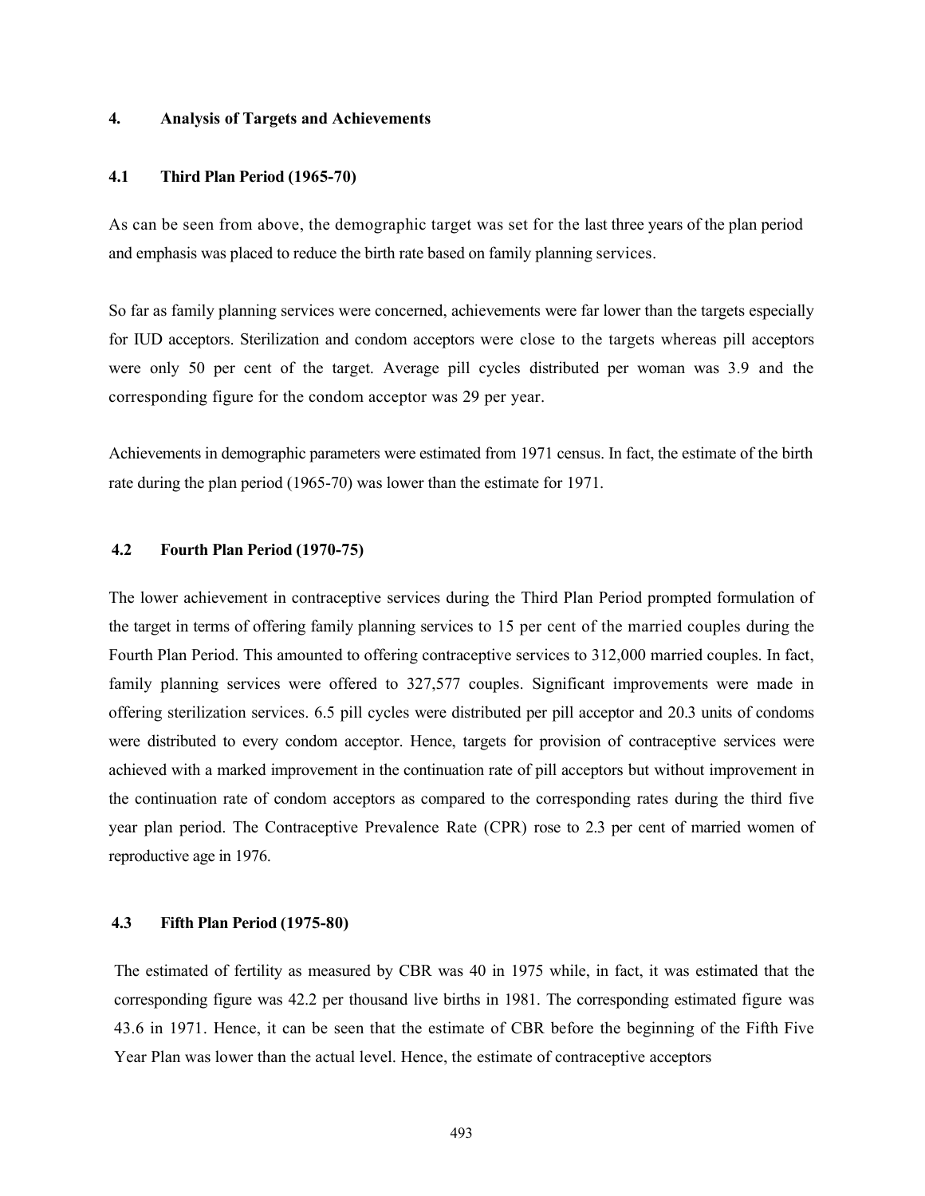## 4. Analysis of Targets and Achievements

### 4.1 Third Plan Period (1965-70)

As can be seen from above, the demographic target was set for the last three years of the plan period and emphasis was placed to reduce the birth rate based on family planning services.

So far as family planning services were concerned, achievements were far lower than the targets especially for IUD acceptors. Sterilization and condom acceptors were close to the targets whereas pill acceptors were only 50 per cent of the target. Average pill cycles distributed per woman was 3.9 and the corresponding figure for the condom acceptor was 29 per year.

Achievements in demographic parameters were estimated from 1971 census. In fact, the estimate of the birth rate during the plan period (1965-70) was lower than the estimate for 1971.

### 4.2 Fourth Plan Period (1970-75)

The lower achievement in contraceptive services during the Third Plan Period prompted formulation of the target in terms of offering family planning services to 15 per cent of the married couples during the Fourth Plan Period. This amounted to offering contraceptive services to 312,000 married couples. In fact, family planning services were offered to 327,577 couples. Significant improvements were made in offering sterilization services. 6.5 pill cycles were distributed per pill acceptor and 20.3 units of condoms were distributed to every condom acceptor. Hence, targets for provision of contraceptive services were achieved with a marked improvement in the continuation rate of pill acceptors but without improvement in the continuation rate of condom acceptors as compared to the corresponding rates during the third five year plan period. The Contraceptive Prevalence Rate (CPR) rose to 2.3 per cent of married women of reproductive age in 1976.

### 4.3 Fifth Plan Period (1975-80)

The estimated of fertility as measured by CBR was 40 in 1975 while, in fact, it was estimated that the corresponding figure was 42.2 per thousand live births in 1981. The corresponding estimated figure was 43.6 in 1971. Hence, it can be seen that the estimate of CBR before the beginning of the Fifth Five Year Plan was lower than the actual level. Hence, the estimate of contraceptive acceptors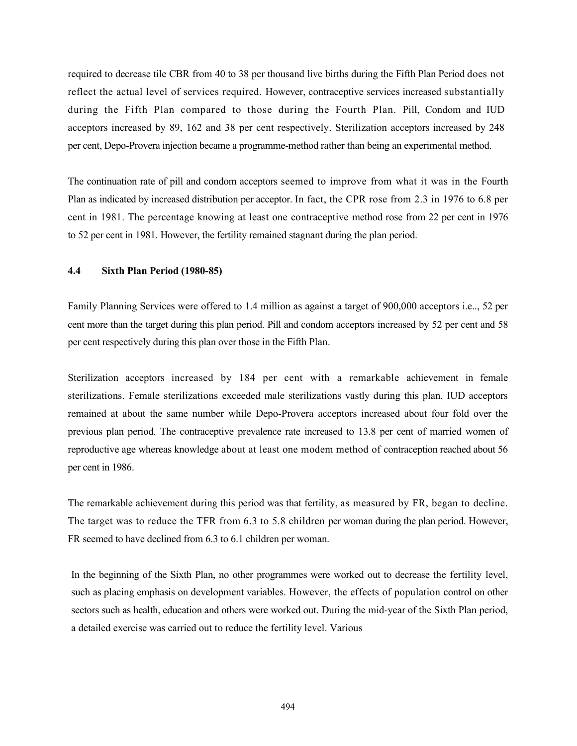required to decrease tile CBR from 40 to 38 per thousand live births during the Fifth Plan Period does not reflect the actual level of services required. However, contraceptive services increased substantially during the Fifth Plan compared to those during the Fourth Plan. Pill, Condom and IUD acceptors increased by 89, 162 and 38 per cent respectively. Sterilization acceptors increased by 248 per cent, Depo-Provera injection became a programme-method rather than being an experimental method.

The continuation rate of pill and condom acceptors seemed to improve from what it was in the Fourth Plan as indicated by increased distribution per acceptor. In fact, the CPR rose from 2.3 in 1976 to 6.8 per cent in 1981. The percentage knowing at least one contraceptive method rose from 22 per cent in 1976 to 52 per cent in 1981. However, the fertility remained stagnant during the plan period.

### 4.4 Sixth Plan Period (1980-85)

Family Planning Services were offered to 1.4 million as against a target of 900,000 acceptors i.e.., 52 per cent more than the target during this plan period. Pill and condom acceptors increased by 52 per cent and 58 per cent respectively during this plan over those in the Fifth Plan.

Sterilization acceptors increased by 184 per cent with a remarkable achievement in female sterilizations. Female sterilizations exceeded male sterilizations vastly during this plan. IUD acceptors remained at about the same number while Depo-Provera acceptors increased about four fold over the previous plan period. The contraceptive prevalence rate increased to 13.8 per cent of married women of reproductive age whereas knowledge about at least one modem method of contraception reached about 56 per cent in 1986.

The remarkable achievement during this period was that fertility, as measured by FR, began to decline. The target was to reduce the TFR from 6.3 to 5.8 children per woman during the plan period. However, FR seemed to have declined from 6.3 to 6.1 children per woman.

In the beginning of the Sixth Plan, no other programmes were worked out to decrease the fertility level, such as placing emphasis on development variables. However, the effects of population control on other sectors such as health, education and others were worked out. During the mid-year of the Sixth Plan period, a detailed exercise was carried out to reduce the fertility level. Various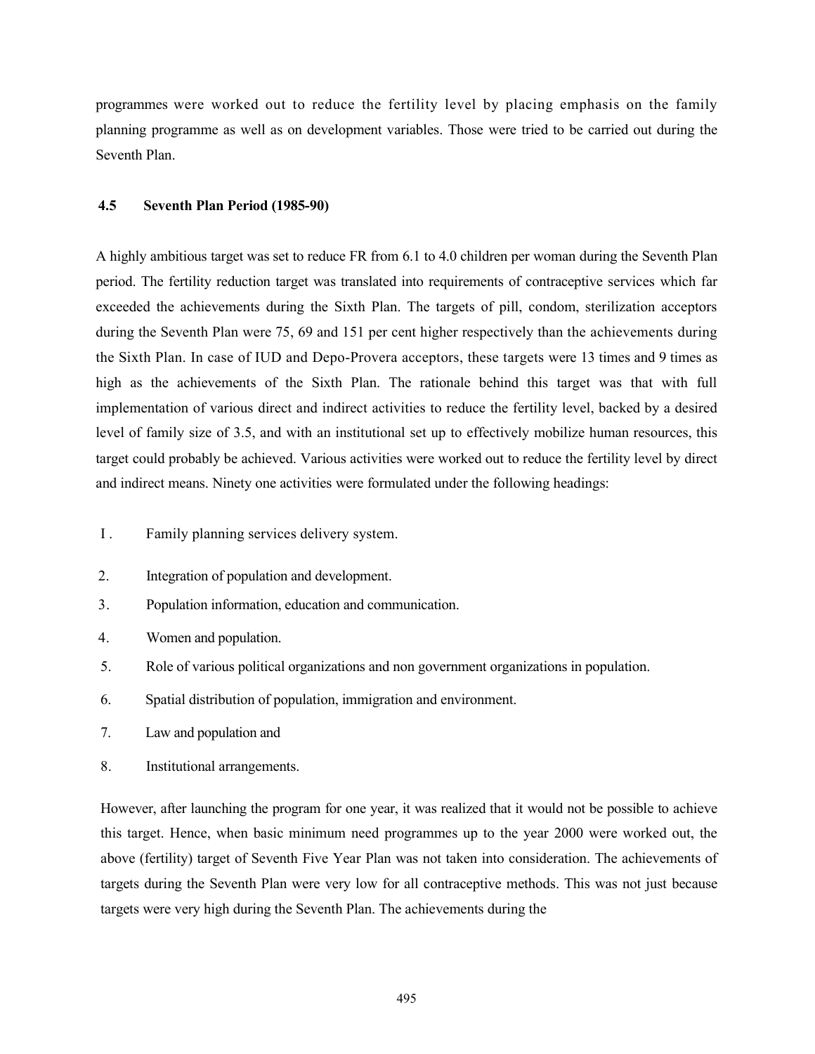programmes were worked out to reduce the fertility level by placing emphasis on the family planning programme as well as on development variables. Those were tried to be carried out during the Seventh Plan.

### 4.5 Seventh Plan Period (1985-90)

A highly ambitious target was set to reduce FR from 6.1 to 4.0 children per woman during the Seventh Plan period. The fertility reduction target was translated into requirements of contraceptive services which far exceeded the achievements during the Sixth Plan. The targets of pill, condom, sterilization acceptors during the Seventh Plan were 75, 69 and 151 per cent higher respectively than the achievements during the Sixth Plan. In case of IUD and Depo-Provera acceptors, these targets were 13 times and 9 times as high as the achievements of the Sixth Plan. The rationale behind this target was that with full implementation of various direct and indirect activities to reduce the fertility level, backed by a desired level of family size of 3.5, and with an institutional set up to effectively mobilize human resources, this target could probably be achieved. Various activities were worked out to reduce the fertility level by direct and indirect means. Ninety one activities were formulated under the following headings:

I . Family planning services delivery system.

2. Integration of population and development.

3. Population information, education and communication.

4. Women and population.

5. Role of various political organizations and non government organizations in population.

6. Spatial distribution of population, immigration and environment.

7. Law and population and

8. Institutional arrangements.

However, after launching the program for one year, it was realized that it would not be possible to achieve this target. Hence, when basic minimum need programmes up to the year 2000 were worked out, the above (fertility) target of Seventh Five Year Plan was not taken into consideration. The achievements of targets during the Seventh Plan were very low for all contraceptive methods. This was not just because targets were very high during the Seventh Plan. The achievements during the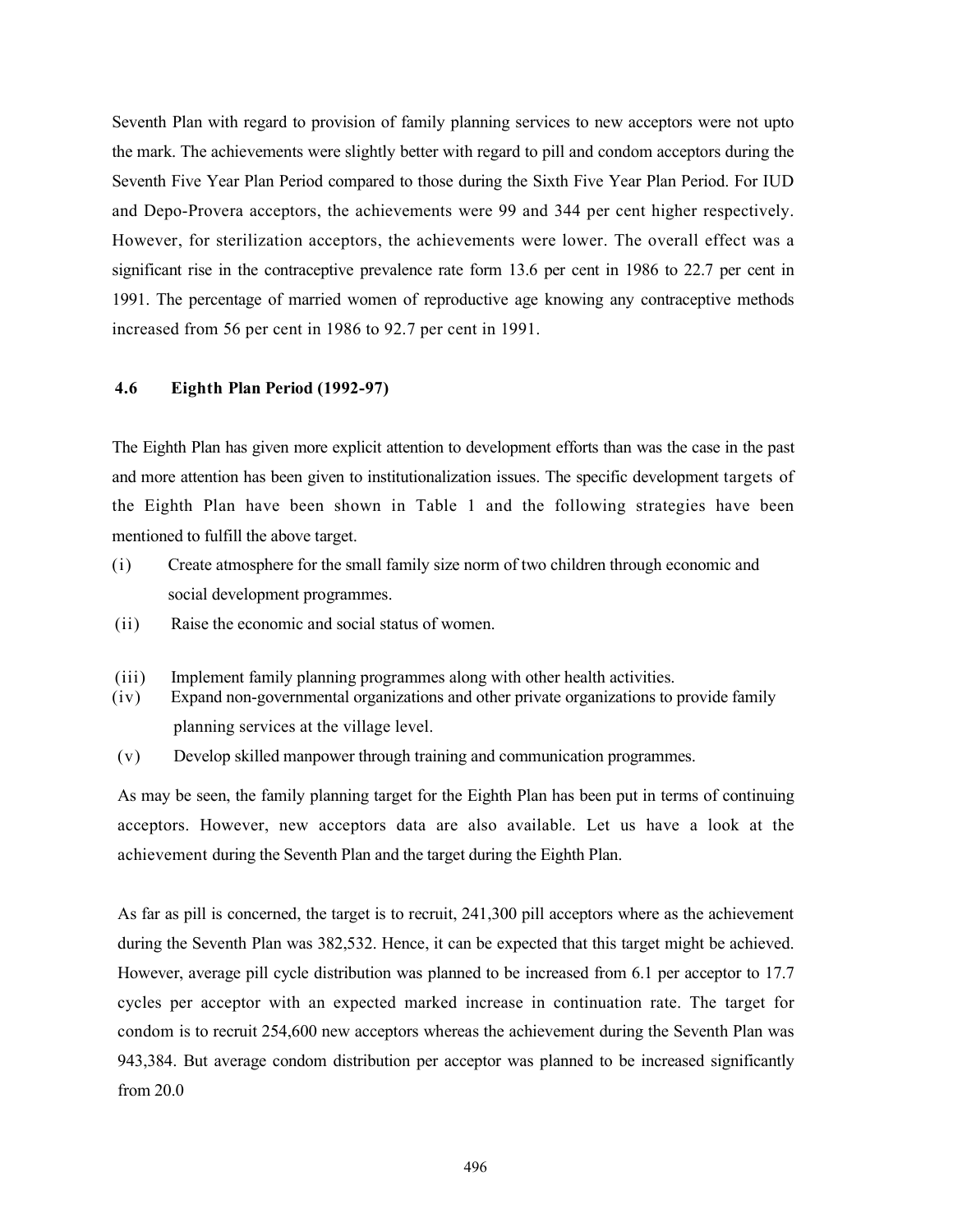Seventh Plan with regard to provision of family planning services to new acceptors were not upto the mark. The achievements were slightly better with regard to pill and condom acceptors during the Seventh Five Year Plan Period compared to those during the Sixth Five Year Plan Period. For IUD and Depo-Provera acceptors, the achievements were 99 and 344 per cent higher respectively. However, for sterilization acceptors, the achievements were lower. The overall effect was a significant rise in the contraceptive prevalence rate form 13.6 per cent in 1986 to 22.7 per cent in 1991. The percentage of married women of reproductive age knowing any contraceptive methods increased from 56 per cent in 1986 to 92.7 per cent in 1991.

### 4.6 Eighth Plan Period (1992-97)

The Eighth Plan has given more explicit attention to development efforts than was the case in the past and more attention has been given to institutionalization issues. The specific development targets of the Eighth Plan have been shown in Table 1 and the following strategies have been mentioned to fulfill the above target.

(i) Create atmosphere for the small family size norm of two children through economic and social development programmes.

(ii) Raise the economic and social status of women.

(iii) Implement family planning programmes along with other health activities.

(iv) Expand non-governmental organizations and other private organizations to provide family planning services at the village level.

(v) Develop skilled manpower through training and communication programmes.

As may be seen, the family planning target for the Eighth Plan has been put in terms of continuing acceptors. However, new acceptors data are also available. Let us have a look at the achievement during the Seventh Plan and the target during the Eighth Plan.

As far as pill is concerned, the target is to recruit, 241,300 pill acceptors where as the achievement during the Seventh Plan was 382,532. Hence, it can be expected that this target might be achieved. However, average pill cycle distribution was planned to be increased from 6.1 per acceptor to 17.7 cycles per acceptor with an expected marked increase in continuation rate. The target for condom is to recruit 254,600 new acceptors whereas the achievement during the Seventh Plan was 943,384. But average condom distribution per acceptor was planned to be increased significantly from 20.0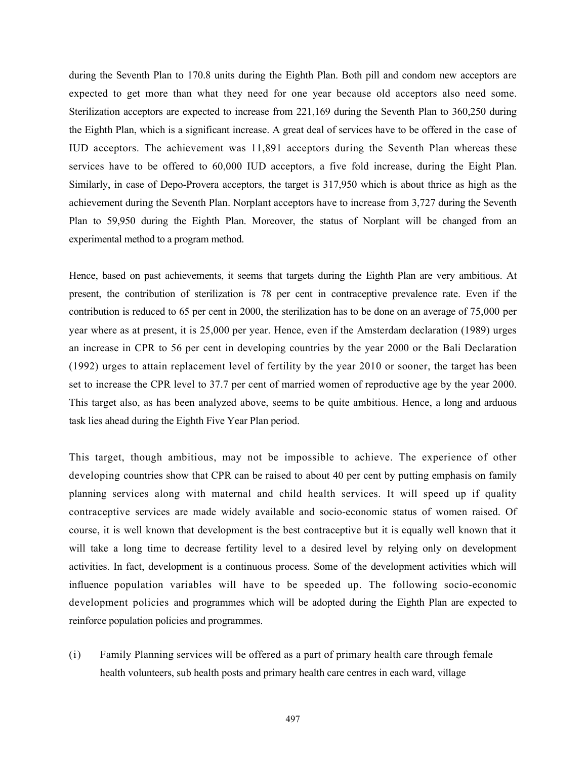during the Seventh Plan to 170.8 units during the Eighth Plan. Both pill and condom new acceptors are expected to get more than what they need for one year because old acceptors also need some. Sterilization acceptors are expected to increase from 221,169 during the Seventh Plan to 360,250 during the Eighth Plan, which is a significant increase. A great deal of services have to be offered in the case of IUD acceptors. The achievement was 11,891 acceptors during the Seventh Plan whereas these services have to be offered to 60,000 IUD acceptors, a five fold increase, during the Eight Plan. Similarly, in case of Depo-Provera acceptors, the target is 317,950 which is about thrice as high as the achievement during the Seventh Plan. Norplant acceptors have to increase from 3,727 during the Seventh Plan to 59,950 during the Eighth Plan. Moreover, the status of Norplant will be changed from an experimental method to a program method.

Hence, based on past achievements, it seems that targets during the Eighth Plan are very ambitious. At present, the contribution of sterilization is 78 per cent in contraceptive prevalence rate. Even if the contribution is reduced to 65 per cent in 2000, the sterilization has to be done on an average of 75,000 per year where as at present, it is 25,000 per year. Hence, even if the Amsterdam declaration (1989) urges an increase in CPR to 56 per cent in developing countries by the year 2000 or the Bali Declaration (1992) urges to attain replacement level of fertility by the year 2010 or sooner, the target has been set to increase the CPR level to 37.7 per cent of married women of reproductive age by the year 2000. This target also, as has been analyzed above, seems to be quite ambitious. Hence, a long and arduous task lies ahead during the Eighth Five Year Plan period.

This target, though ambitious, may not be impossible to achieve. The experience of other developing countries show that CPR can be raised to about 40 per cent by putting emphasis on family planning services along with maternal and child health services. It will speed up if quality contraceptive services are made widely available and socio-economic status of women raised. Of course, it is well known that development is the best contraceptive but it is equally well known that it will take a long time to decrease fertility level to a desired level by relying only on development activities. In fact, development is a continuous process. Some of the development activities which will influence population variables will have to be speeded up. The following socio-economic development policies and programmes which will be adopted during the Eighth Plan are expected to reinforce population policies and programmes.

(i) Family Planning services will be offered as a part of primary health care through female health volunteers, sub health posts and primary health care centres in each ward, village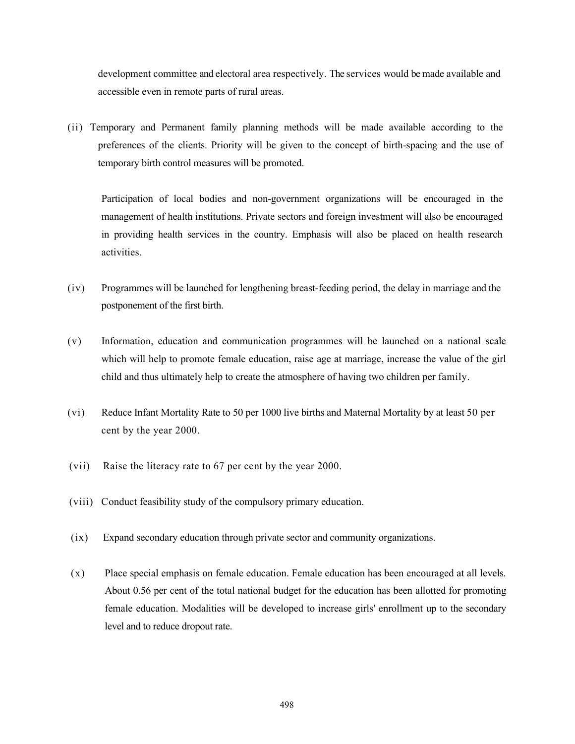development committee and electoral area respectively. The services would be made available and accessible even in remote parts of rural areas.

(ii) Temporary and Permanent family planning methods will be made available according to the preferences of the clients. Priority will be given to the concept of birth-spacing and the use of temporary birth control measures will be promoted.

Participation of local bodies and non-government organizations will be encouraged in the management of health institutions. Private sectors and foreign investment will also be encouraged in providing health services in the country. Emphasis will also be placed on health research activities.

(iv) Programmes will be launched for lengthening breast-feeding period, the delay in marriage and the postponement of the first birth.

(v) Information, education and communication programmes will be launched on a national scale which will help to promote female education, raise age at marriage, increase the value of the girl child and thus ultimately help to create the atmosphere of having two children per family.

(vi) Reduce Infant Mortality Rate to 50 per 1000 live births and Maternal Mortality by at least 50 per cent by the year 2000.

(vii) Raise the literacy rate to 67 per cent by the year 2000.

(viii) Conduct feasibility study of the compulsory primary education.

(ix) Expand secondary education through private sector and community organizations.

(x) Place special emphasis on female education. Female education has been encouraged at all levels. About 0.56 per cent of the total national budget for the education has been allotted for promoting female education. Modalities will be developed to increase girls' enrollment up to the secondary level and to reduce dropout rate.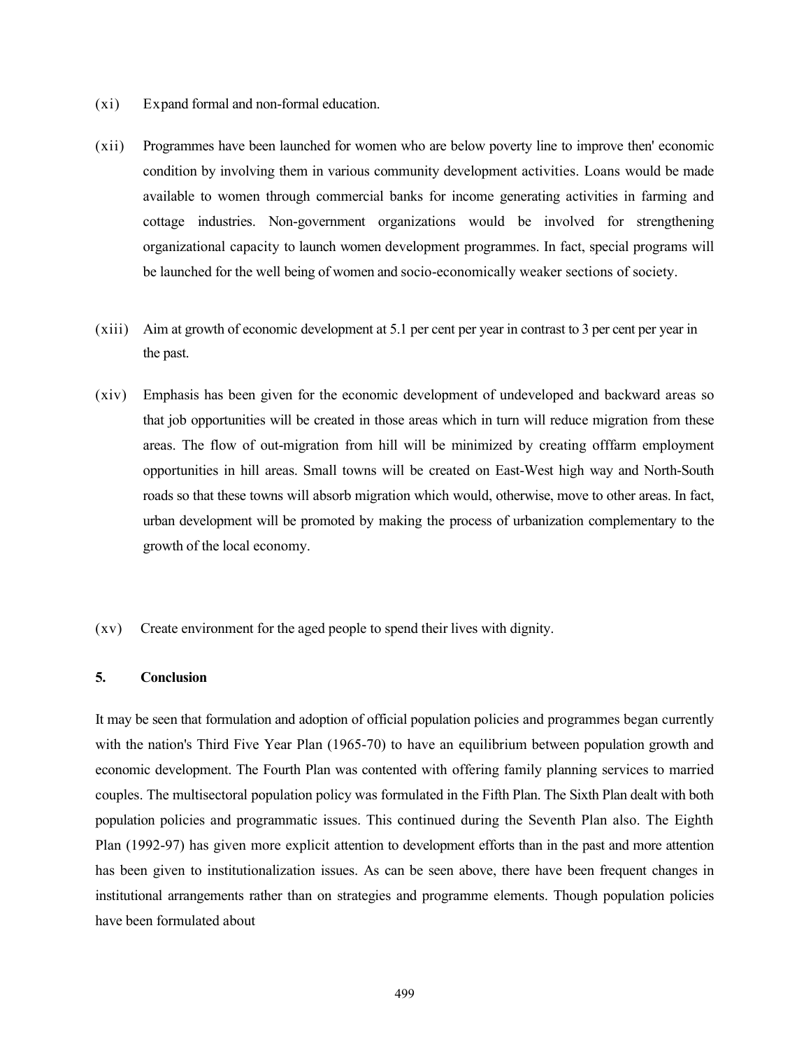(xi) Expand formal and non-formal education.

(xii) Programmes have been launched for women who are below poverty line to improve then' economic condition by involving them in various community development activities. Loans would be made available to women through commercial banks for income generating activities in farming and cottage industries. Non-government organizations would be involved for strengthening organizational capacity to launch women development programmes. In fact, special programs will be launched for the well being of women and socio-economically weaker sections of society.

(xiii) Aim at growth of economic development at 5.1 per cent per year in contrast to 3 per cent per year in the past.

(xiv) Emphasis has been given for the economic development of undeveloped and backward areas so that job opportunities will be created in those areas which in turn will reduce migration from these areas. The flow of out-migration from hill will be minimized by creating offfarm employment opportunities in hill areas. Small towns will be created on East-West high way and North-South roads so that these towns will absorb migration which would, otherwise, move to other areas. In fact, urban development will be promoted by making the process of urbanization complementary to the growth of the local economy.

(xv) Create environment for the aged people to spend their lives with dignity.

## 5. Conclusion

It may be seen that formulation and adoption of official population policies and programmes began currently with the nation's Third Five Year Plan (1965-70) to have an equilibrium between population growth and economic development. The Fourth Plan was contented with offering family planning services to married couples. The multisectoral population policy was formulated in the Fifth Plan. The Sixth Plan dealt with both population policies and programmatic issues. This continued during the Seventh Plan also. The Eighth Plan (1992-97) has given more explicit attention to development efforts than in the past and more attention has been given to institutionalization issues. As can be seen above, there have been frequent changes in institutional arrangements rather than on strategies and programme elements. Though population policies have been formulated about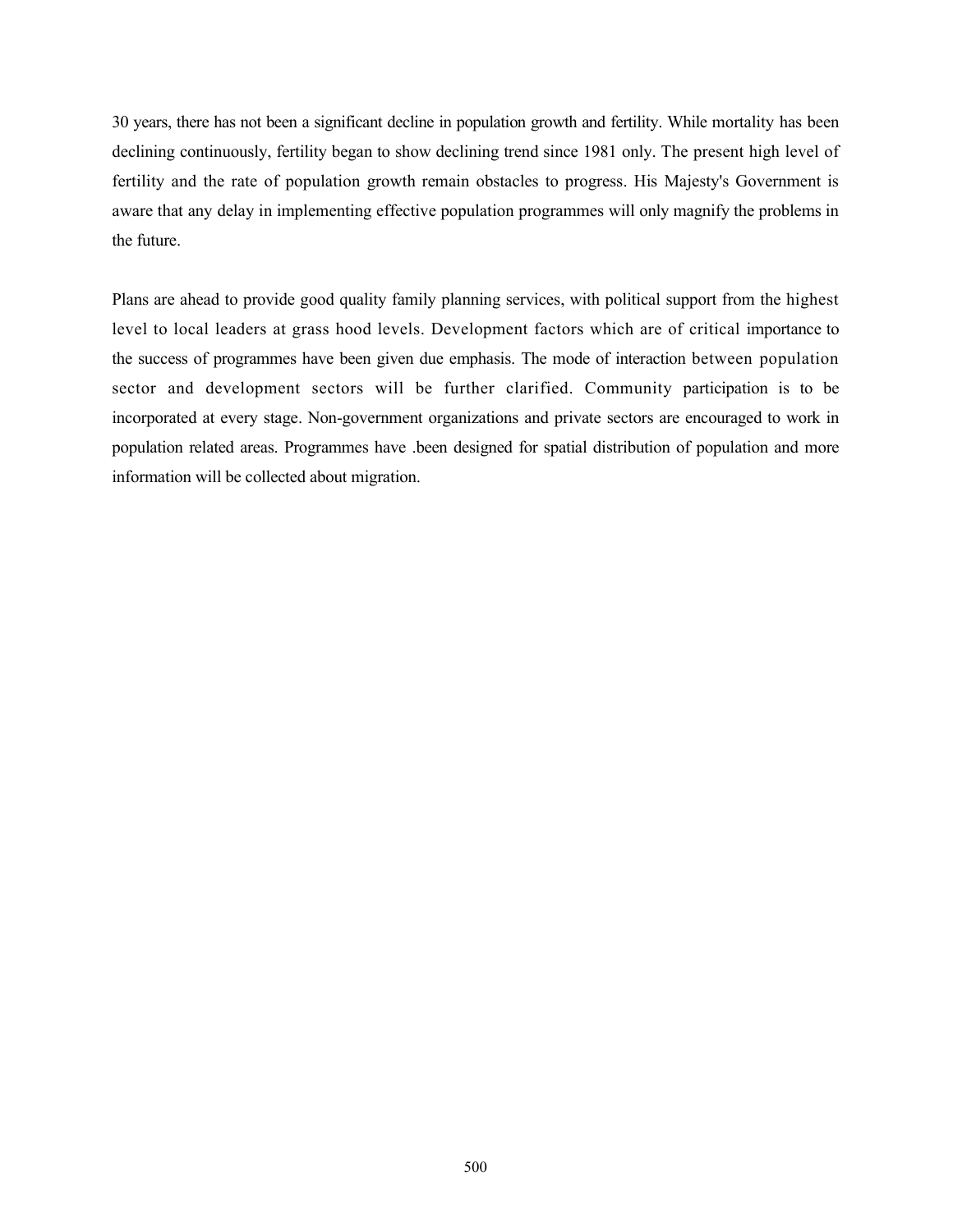30 years, there has not been a significant decline in population growth and fertility. While mortality has been declining continuously, fertility began to show declining trend since 1981 only. The present high level of fertility and the rate of population growth remain obstacles to progress. His Majesty's Government is aware that any delay in implementing effective population programmes will only magnify the problems in the future.

Plans are ahead to provide good quality family planning services, with political support from the highest level to local leaders at grass hood levels. Development factors which are of critical importance to the success of programmes have been given due emphasis. The mode of interaction between population sector and development sectors will be further clarified. Community participation is to be incorporated at every stage. Non-government organizations and private sectors are encouraged to work in population related areas. Programmes have .been designed for spatial distribution of population and more information will be collected about migration.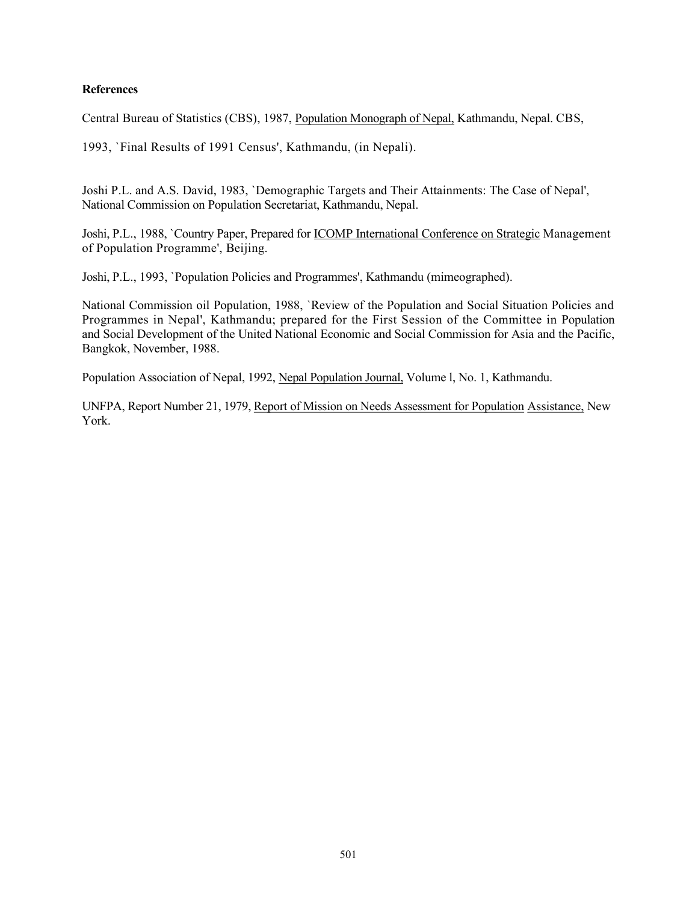**References**

Central Bureau of Statistics (CBS), 1987, Population Monograph of Nepal, Kathmandu, Nepal. CBS,

1993, `Final Results of 1991 Census', Kathmandu, (in Nepali).

Joshi P.L. and A.S. David, 1983, `Demographic Targets and Their Attainments: The Case of Nepal', National Commission on Population Secretariat, Kathmandu, Nepal.

Joshi, P.L., 1988, `Country Paper, Prepared for ICOMP International Conference on Strategic Management of Population Programme', Beijing.

Joshi, P.L., 1993, `Population Policies and Programmes', Kathmandu (mimeographed).

National Commission oil Population, 1988, `Review of the Population and Social Situation Policies and Programmes in Nepal', Kathmandu; prepared for the First Session of the Committee in Population and Social Development of the United National Economic and Social Commission for Asia and the Pacific, Bangkok, November, 1988.

Population Association of Nepal, 1992, Nepal Population Journal, Volume l, No. 1, Kathmandu.

UNFPA, Report Number 21, 1979, Report of Mission on Needs Assessment for Population Assistance, New York.